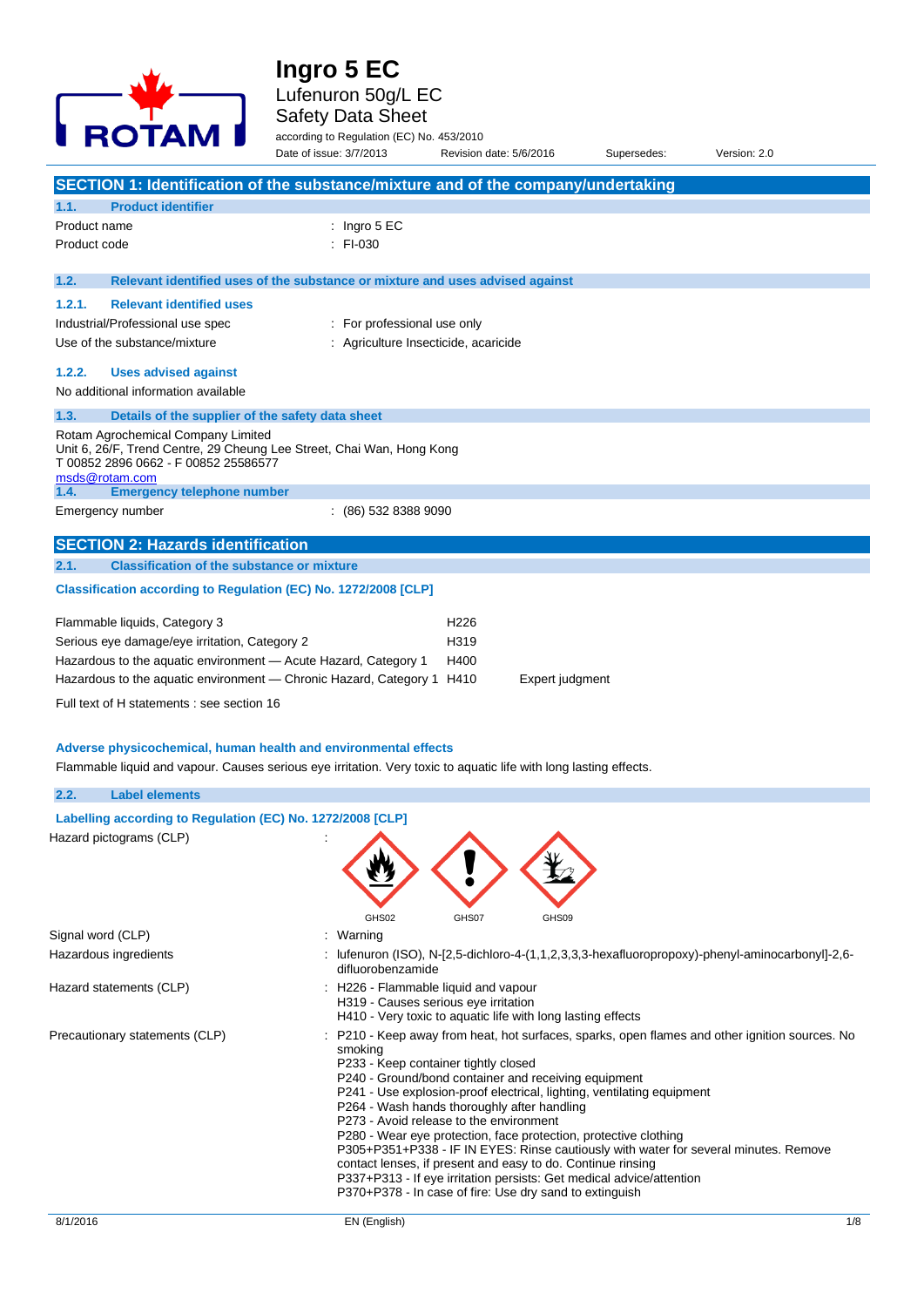# Ingro 5 EC

Lufenuron 50g/L EC

Safety Data Sheet

according to Regulation (EC) No. 453/2010

Date of issue: 3/7/2013 Revision date: 5/6/2016 Supersedes: Version: 2.0

## SECTION 1: Identification of the substance/mixture and of the company/undertaking

### 1.1. Product identifier

Product name : Ingro 5 EC

Product code : FI-030

### 1.2. Relevant identified uses of the substance or mixture and uses advised against

#### 1.2.1. Relevant identified uses

Industrial/Professional use spec : For professional use only

Use of the substance/mixture : Agriculture Insecticide, acaricide

#### 1.2.2. Uses advised against

No additional information available

### 1.3. Details of the supplier of the safety data sheet

Rotam Agrochemical Company Limited
Unit 6, 26/F, Trend Centre, 29 Cheung Lee Street, Chai Wan, Hong Kong
T 00852 2896 0662 - F 00852 25586577
msds@rotam.com

### 1.4. Emergency telephone number

Emergency number : (86) 532 8388 9090

## SECTION 2: Hazards identification

### 2.1. Classification of the substance or mixture

**Classification according to Regulation (EC) No. 1272/2008 [CLP]**

| | | |
|---|---|---|
| Flammable liquids, Category 3 | H226 | |
| Serious eye damage/eye irritation, Category 2 | H319 | |
| Hazardous to the aquatic environment — Acute Hazard, Category 1 | H400 | |
| Hazardous to the aquatic environment — Chronic Hazard, Category 1 | H410 | Expert judgment |

Full text of H statements : see section 16

**Adverse physicochemical, human health and environmental effects**

Flammable liquid and vapour. Causes serious eye irritation. Very toxic to aquatic life with long lasting effects.

### 2.2. Label elements

**Labelling according to Regulation (EC) No. 1272/2008 [CLP]**

Hazard pictograms (CLP) : GHS02 GHS07 GHS09

Signal word (CLP) : Warning

Hazardous ingredients : lufenuron (ISO), N-[2,5-dichloro-4-(1,1,2,3,3,3-hexafluoropropoxy)-phenyl-aminocarbonyl]-2,6-difluorobenzamide

Hazard statements (CLP) :
- H226 - Flammable liquid and vapour
- H319 - Causes serious eye irritation
- H410 - Very toxic to aquatic life with long lasting effects

Precautionary statements (CLP) :
- P210 - Keep away from heat, hot surfaces, sparks, open flames and other ignition sources. No smoking
- P233 - Keep container tightly closed
- P240 - Ground/bond container and receiving equipment
- P241 - Use explosion-proof electrical, lighting, ventilating equipment
- P264 - Wash hands thoroughly after handling
- P273 - Avoid release to the environment
- P280 - Wear eye protection, face protection, protective clothing
- P305+P351+P338 - IF IN EYES: Rinse cautiously with water for several minutes. Remove contact lenses, if present and easy to do. Continue rinsing
- P337+P313 - If eye irritation persists: Get medical advice/attention
- P370+P378 - In case of fire: Use dry sand to extinguish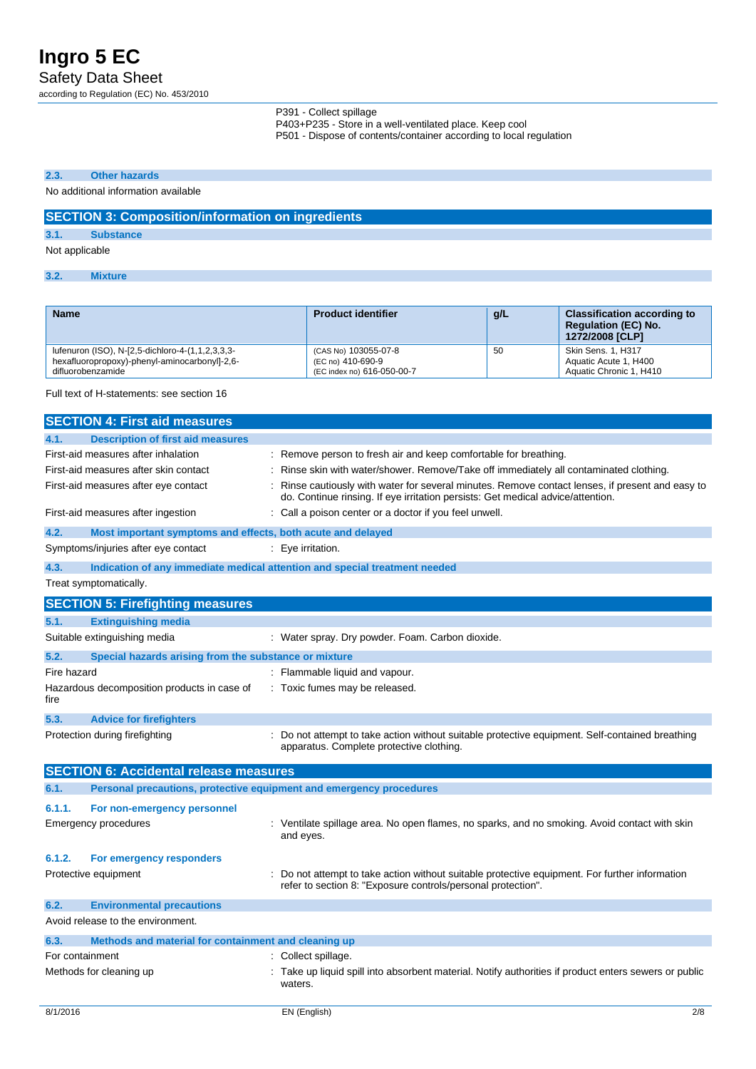P391 - Collect spillage
P403+P235 - Store in a well-ventilated place. Keep cool
P501 - Dispose of contents/container according to local regulation

### 2.3. Other hazards

No additional information available

## SECTION 3: Composition/information on ingredients

### 3.1. Substance

Not applicable

### 3.2. Mixture

| Name | Product identifier | g/L | Classification according to Regulation (EC) No. 1272/2008 [CLP] |
|---|---|---|---|
| lufenuron (ISO), N-[2,5-dichloro-4-(1,1,2,3,3,3-hexafluoropropoxy)-phenyl-aminocarbonyl]-2,6-difluorobenzamide | (CAS No) 103055-07-8<br>(EC no) 410-690-9<br>(EC index no) 616-050-00-7 | 50 | Skin Sens. 1, H317<br>Aquatic Acute 1, H400<br>Aquatic Chronic 1, H410 |

Full text of H-statements: see section 16

## SECTION 4: First aid measures

### 4.1. Description of first aid measures

First-aid measures after inhalation : Remove person to fresh air and keep comfortable for breathing.

First-aid measures after skin contact : Rinse skin with water/shower. Remove/Take off immediately all contaminated clothing.

First-aid measures after eye contact : Rinse cautiously with water for several minutes. Remove contact lenses, if present and easy to do. Continue rinsing. If eye irritation persists: Get medical advice/attention.

First-aid measures after ingestion : Call a poison center or a doctor if you feel unwell.

### 4.2. Most important symptoms and effects, both acute and delayed

Symptoms/injuries after eye contact : Eye irritation.

### 4.3. Indication of any immediate medical attention and special treatment needed

Treat symptomatically.

## SECTION 5: Firefighting measures

### 5.1. Extinguishing media

Suitable extinguishing media : Water spray. Dry powder. Foam. Carbon dioxide.

### 5.2. Special hazards arising from the substance or mixture

Fire hazard : Flammable liquid and vapour.

Hazardous decomposition products in case of fire : Toxic fumes may be released.

### 5.3. Advice for firefighters

Protection during firefighting : Do not attempt to take action without suitable protective equipment. Self-contained breathing apparatus. Complete protective clothing.

## SECTION 6: Accidental release measures

### 6.1. Personal precautions, protective equipment and emergency procedures

#### 6.1.1. For non-emergency personnel

Emergency procedures : Ventilate spillage area. No open flames, no sparks, and no smoking. Avoid contact with skin and eyes.

#### 6.1.2. For emergency responders

Protective equipment : Do not attempt to take action without suitable protective equipment. For further information refer to section 8: "Exposure controls/personal protection".

### 6.2. Environmental precautions

Avoid release to the environment.

### 6.3. Methods and material for containment and cleaning up

For containment : Collect spillage.

Methods for cleaning up : Take up liquid spill into absorbent material. Notify authorities if product enters sewers or public waters.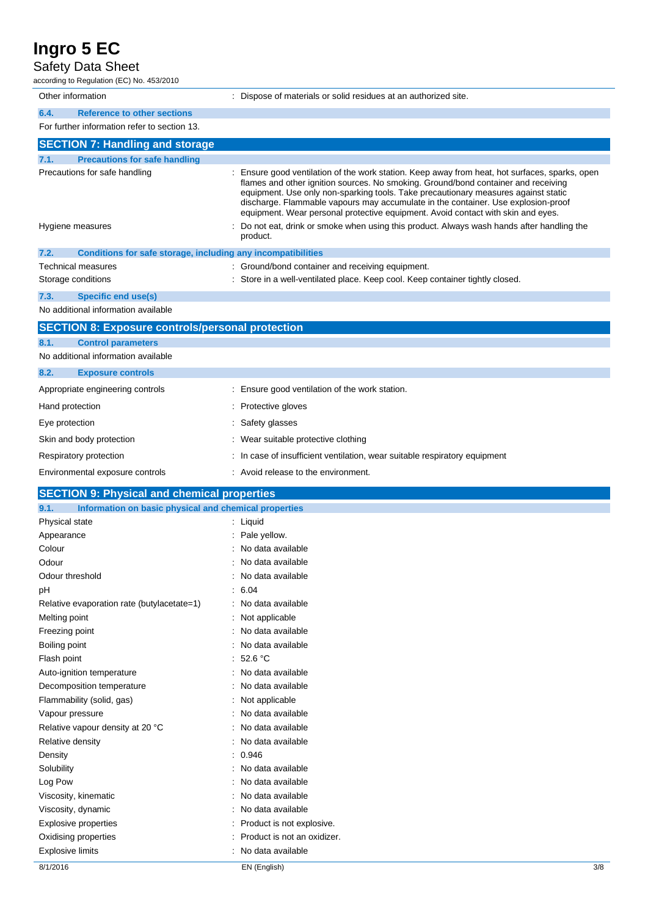| | |
|---|---|
| Other information | : Dispose of materials or solid residues at an authorized site. |

### 6.4. Reference to other sections

For further information refer to section 13.

## SECTION 7: Handling and storage

### 7.1. Precautions for safe handling

| | |
|---|---|
| Precautions for safe handling | : Ensure good ventilation of the work station. Keep away from heat, hot surfaces, sparks, open flames and other ignition sources. No smoking. Ground/bond container and receiving equipment. Use only non-sparking tools. Take precautionary measures against static discharge. Flammable vapours may accumulate in the container. Use explosion-proof equipment. Wear personal protective equipment. Avoid contact with skin and eyes. |
| Hygiene measures | : Do not eat, drink or smoke when using this product. Always wash hands after handling the product. |

### 7.2. Conditions for safe storage, including any incompatibilities

| | |
|---|---|
| Technical measures | : Ground/bond container and receiving equipment. |
| Storage conditions | : Store in a well-ventilated place. Keep cool. Keep container tightly closed. |

### 7.3. Specific end use(s)

No additional information available

## SECTION 8: Exposure controls/personal protection

### 8.1. Control parameters

No additional information available

### 8.2. Exposure controls

| | |
|---|---|
| Appropriate engineering controls | : Ensure good ventilation of the work station. |
| Hand protection | : Protective gloves |
| Eye protection | : Safety glasses |
| Skin and body protection | : Wear suitable protective clothing |
| Respiratory protection | : In case of insufficient ventilation, wear suitable respiratory equipment |
| Environmental exposure controls | : Avoid release to the environment. |

## SECTION 9: Physical and chemical properties

### 9.1. Information on basic physical and chemical properties

| | |
|---|---|
| Physical state | : Liquid |
| Appearance | : Pale yellow. |
| Colour | : No data available |
| Odour | : No data available |
| Odour threshold | : No data available |
| pH | : 6.04 |
| Relative evaporation rate (butylacetate=1) | : No data available |
| Melting point | : Not applicable |
| Freezing point | : No data available |
| Boiling point | : No data available |
| Flash point | : 52.6 °C |
| Auto-ignition temperature | : No data available |
| Decomposition temperature | : No data available |
| Flammability (solid, gas) | : Not applicable |
| Vapour pressure | : No data available |
| Relative vapour density at 20 °C | : No data available |
| Relative density | : No data available |
| Density | : 0.946 |
| Solubility | : No data available |
| Log Pow | : No data available |
| Viscosity, kinematic | : No data available |
| Viscosity, dynamic | : No data available |
| Explosive properties | : Product is not explosive. |
| Oxidising properties | : Product is not an oxidizer. |
| Explosive limits | : No data available |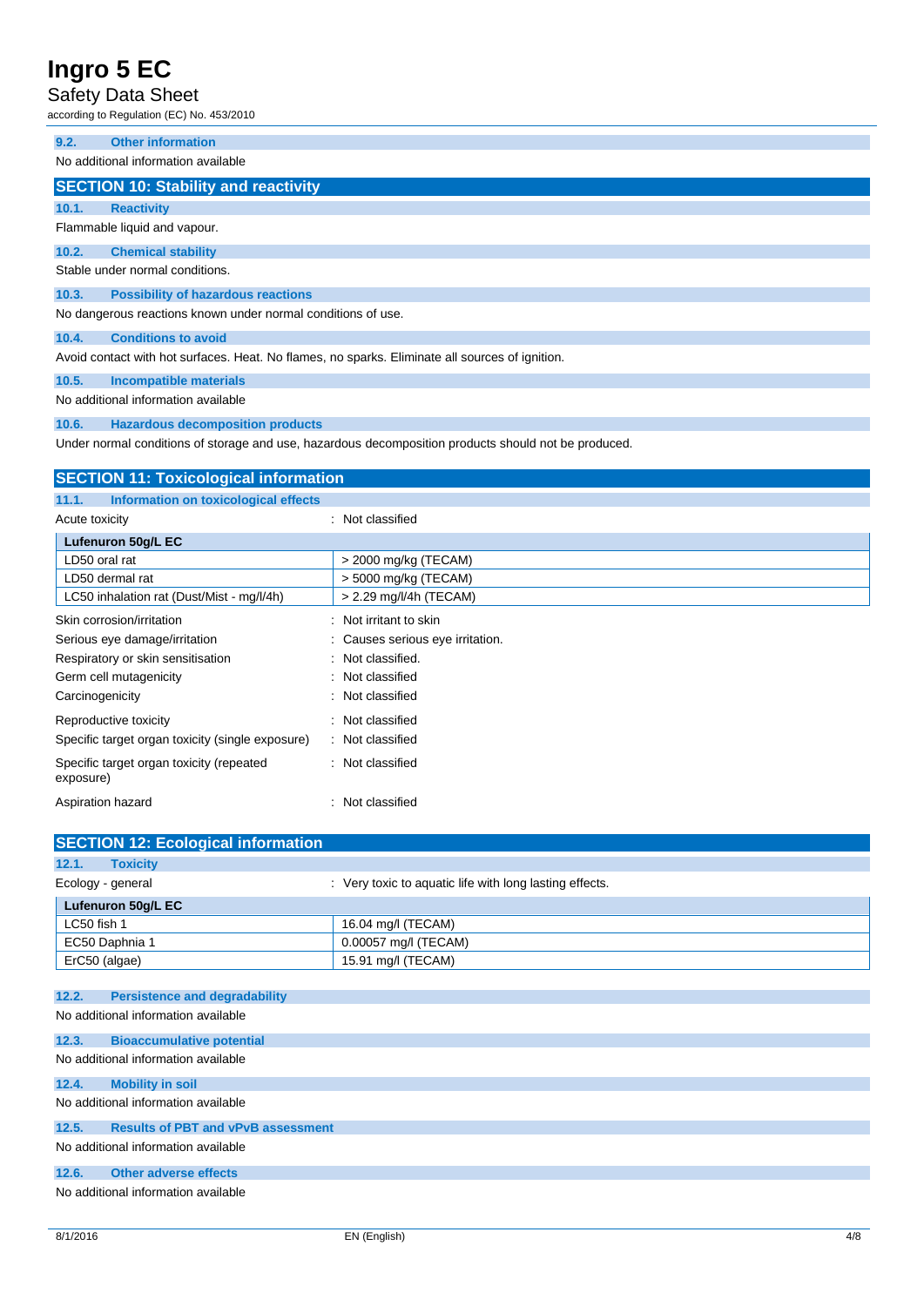### 9.2. Other information

No additional information available

## SECTION 10: Stability and reactivity

### 10.1. Reactivity

Flammable liquid and vapour.

### 10.2. Chemical stability

Stable under normal conditions.

### 10.3. Possibility of hazardous reactions

No dangerous reactions known under normal conditions of use.

### 10.4. Conditions to avoid

Avoid contact with hot surfaces. Heat. No flames, no sparks. Eliminate all sources of ignition.

### 10.5. Incompatible materials

No additional information available

### 10.6. Hazardous decomposition products

Under normal conditions of storage and use, hazardous decomposition products should not be produced.

## SECTION 11: Toxicological information

### 11.1. Information on toxicological effects

Acute toxicity : Not classified

| Lufenuron 50g/L EC | |
|---|---|
| LD50 oral rat | > 2000 mg/kg (TECAM) |
| LD50 dermal rat | > 5000 mg/kg (TECAM) |
| LC50 inhalation rat (Dust/Mist - mg/l/4h) | > 2.29 mg/l/4h (TECAM) |

| | |
|---|---|
| Skin corrosion/irritation | : Not irritant to skin |
| Serious eye damage/irritation | : Causes serious eye irritation. |
| Respiratory or skin sensitisation | : Not classified. |
| Germ cell mutagenicity | : Not classified |
| Carcinogenicity | : Not classified |
| Reproductive toxicity | : Not classified |
| Specific target organ toxicity (single exposure) | : Not classified |
| Specific target organ toxicity (repeated exposure) | : Not classified |
| Aspiration hazard | : Not classified |

## SECTION 12: Ecological information

### 12.1. Toxicity

Ecology - general : Very toxic to aquatic life with long lasting effects.

| Lufenuron 50g/L EC | |
|---|---|
| LC50 fish 1 | 16.04 mg/l (TECAM) |
| EC50 Daphnia 1 | 0.00057 mg/l (TECAM) |
| ErC50 (algae) | 15.91 mg/l (TECAM) |

### 12.2. Persistence and degradability

No additional information available

### 12.3. Bioaccumulative potential

No additional information available

### 12.4. Mobility in soil

No additional information available

### 12.5. Results of PBT and vPvB assessment

No additional information available

### 12.6. Other adverse effects

No additional information available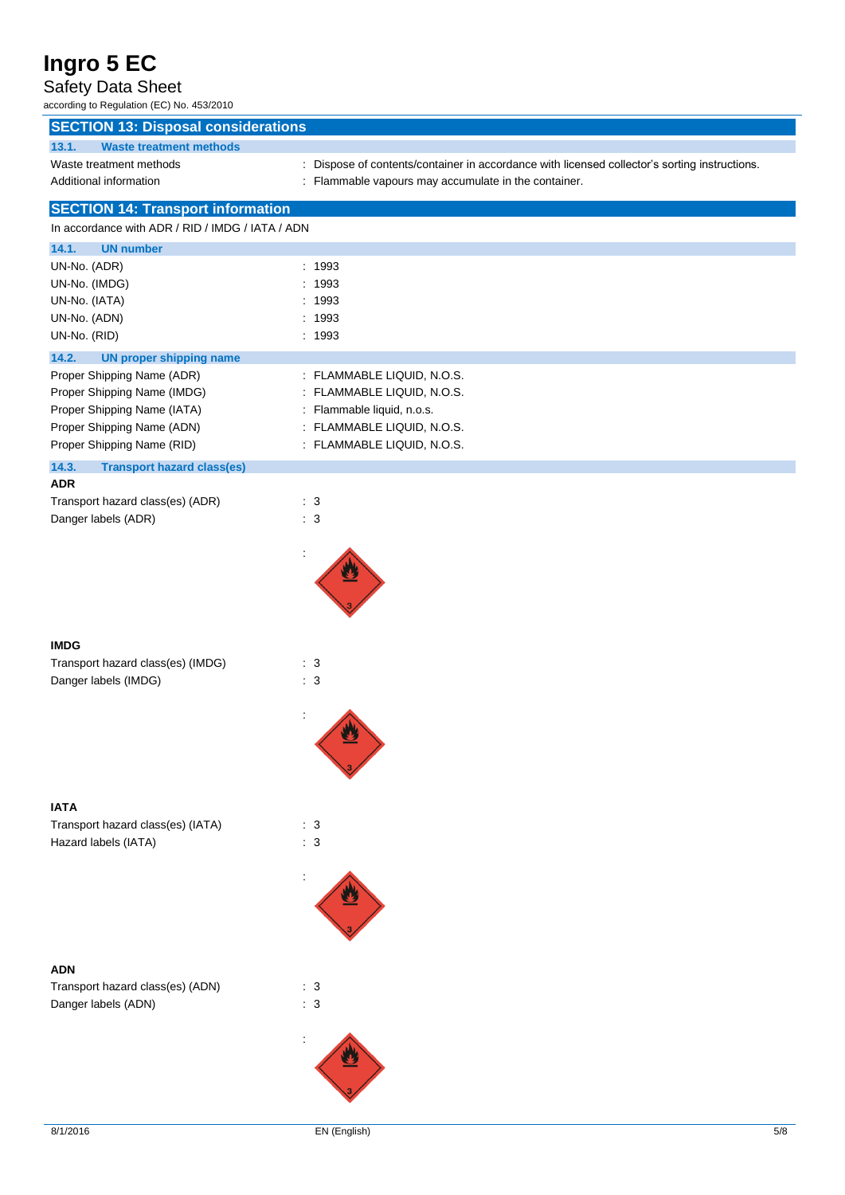## SECTION 13: Disposal considerations

### 13.1. Waste treatment methods

| | |
|---|---|
| Waste treatment methods | : Dispose of contents/container in accordance with licensed collector's sorting instructions. |
| Additional information | : Flammable vapours may accumulate in the container. |

## SECTION 14: Transport information

In accordance with ADR / RID / IMDG / IATA / ADN

### 14.1. UN number

| | |
|---|---|
| UN-No. (ADR) | : 1993 |
| UN-No. (IMDG) | : 1993 |
| UN-No. (IATA) | : 1993 |
| UN-No. (ADN) | : 1993 |
| UN-No. (RID) | : 1993 |

### 14.2. UN proper shipping name

| | |
|---|---|
| Proper Shipping Name (ADR) | : FLAMMABLE LIQUID, N.O.S. |
| Proper Shipping Name (IMDG) | : FLAMMABLE LIQUID, N.O.S. |
| Proper Shipping Name (IATA) | : Flammable liquid, n.o.s. |
| Proper Shipping Name (ADN) | : FLAMMABLE LIQUID, N.O.S. |
| Proper Shipping Name (RID) | : FLAMMABLE LIQUID, N.O.S. |

### 14.3. Transport hazard class(es)

**ADR**

| | |
|---|---|
| Transport hazard class(es) (ADR) | : 3 |
| Danger labels (ADR) | : 3 |

**IMDG**

| | |
|---|---|
| Transport hazard class(es) (IMDG) | : 3 |
| Danger labels (IMDG) | : 3 |

**IATA**

| | |
|---|---|
| Transport hazard class(es) (IATA) | : 3 |
| Hazard labels (IATA) | : 3 |

**ADN**

| | |
|---|---|
| Transport hazard class(es) (ADN) | : 3 |
| Danger labels (ADN) | : 3 |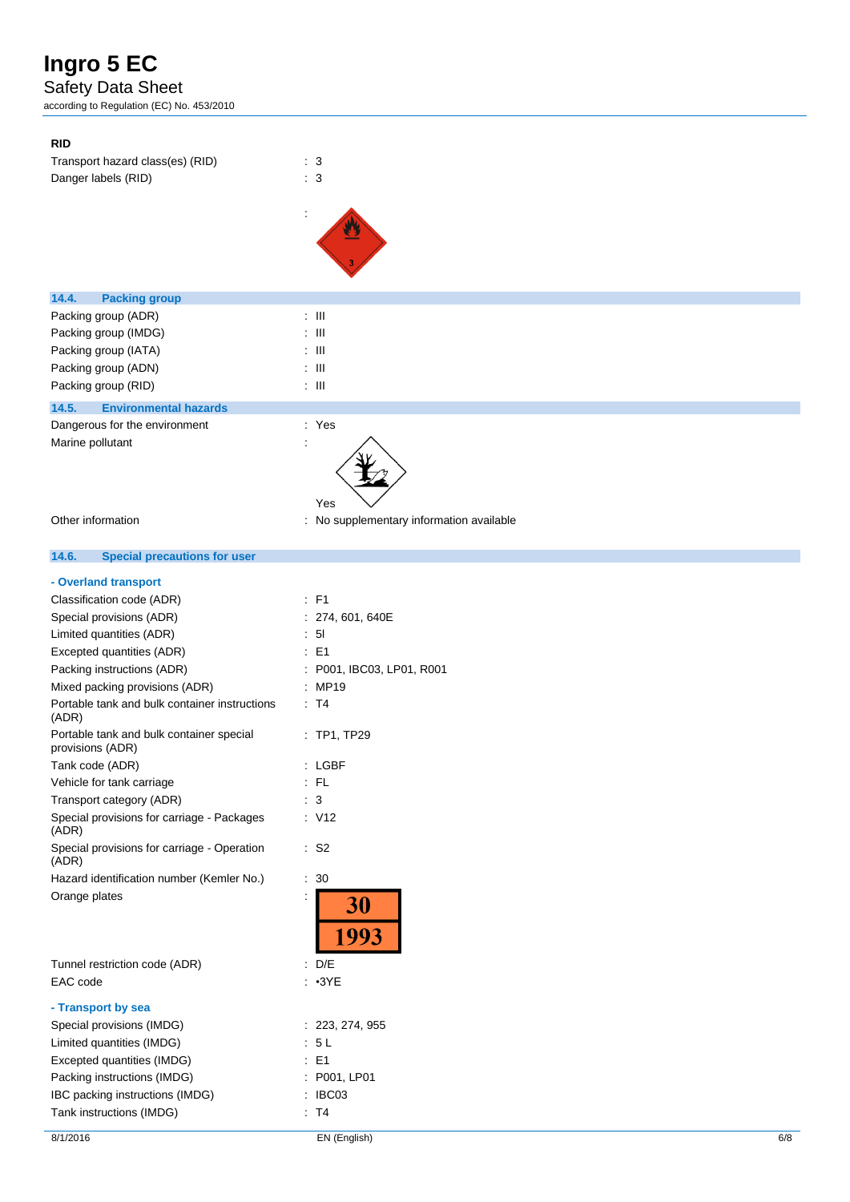**RID**

Transport hazard class(es) (RID) : 3

Danger labels (RID) : 3

:

## 14.4. Packing group

Packing group (ADR) : III

Packing group (IMDG) : III

Packing group (IATA) : III

Packing group (ADN) : III

Packing group (RID) : III

## 14.5. Environmental hazards

Dangerous for the environment : Yes

Marine pollutant : Yes

Other information : No supplementary information available

## 14.6. Special precautions for user

### - Overland transport

Classification code (ADR) : F1

Special provisions (ADR) : 274, 601, 640E

Limited quantities (ADR) : 5l

Excepted quantities (ADR) : E1

Packing instructions (ADR) : P001, IBC03, LP01, R001

Mixed packing provisions (ADR) : MP19

Portable tank and bulk container instructions (ADR) : T4

Portable tank and bulk container special provisions (ADR) : TP1, TP29

Tank code (ADR) : LGBF

Vehicle for tank carriage : FL

Transport category (ADR) : 3

Special provisions for carriage - Packages (ADR) : V12

Special provisions for carriage - Operation (ADR) : S2

Hazard identification number (Kemler No.) : 30

Orange plates :

| 30 |
|---|
| 1993 |

Tunnel restriction code (ADR) : D/E

EAC code : •3YE

### - Transport by sea

Special provisions (IMDG) : 223, 274, 955

Limited quantities (IMDG) : 5 L

Excepted quantities (IMDG) : E1

Packing instructions (IMDG) : P001, LP01

IBC packing instructions (IMDG) : IBC03

Tank instructions (IMDG) : T4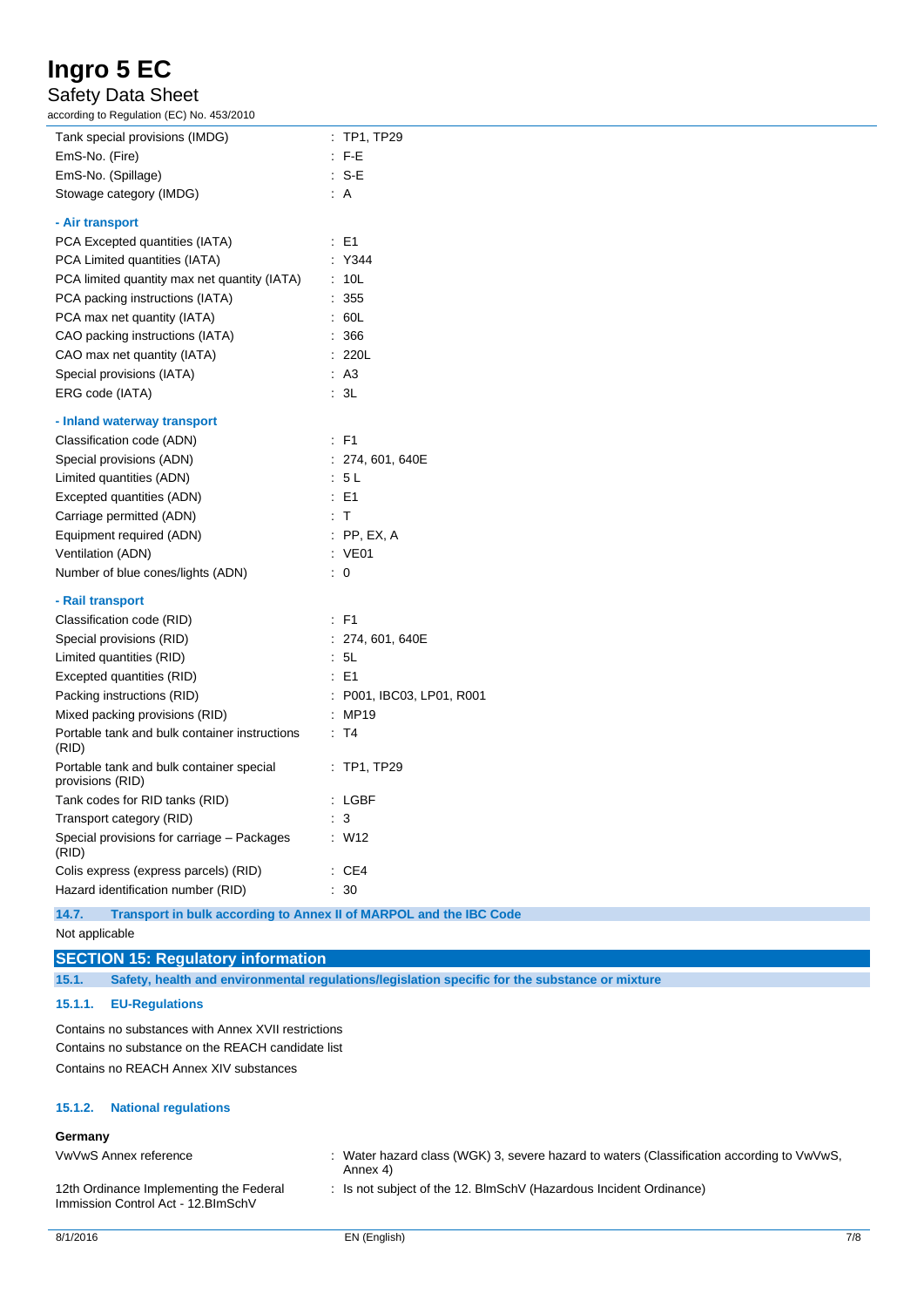| | |
|---|---|
| Tank special provisions (IMDG) | : TP1, TP29 |
| EmS-No. (Fire) | : F-E |
| EmS-No. (Spillage) | : S-E |
| Stowage category (IMDG) | : A |

**- Air transport**

| | |
|---|---|
| PCA Excepted quantities (IATA) | : E1 |
| PCA Limited quantities (IATA) | : Y344 |
| PCA limited quantity max net quantity (IATA) | : 10L |
| PCA packing instructions (IATA) | : 355 |
| PCA max net quantity (IATA) | : 60L |
| CAO packing instructions (IATA) | : 366 |
| CAO max net quantity (IATA) | : 220L |
| Special provisions (IATA) | : A3 |
| ERG code (IATA) | : 3L |

**- Inland waterway transport**

| | |
|---|---|
| Classification code (ADN) | : F1 |
| Special provisions (ADN) | : 274, 601, 640E |
| Limited quantities (ADN) | : 5 L |
| Excepted quantities (ADN) | : E1 |
| Carriage permitted (ADN) | : T |
| Equipment required (ADN) | : PP, EX, A |
| Ventilation (ADN) | : VE01 |
| Number of blue cones/lights (ADN) | : 0 |

**- Rail transport**

| | |
|---|---|
| Classification code (RID) | : F1 |
| Special provisions (RID) | : 274, 601, 640E |
| Limited quantities (RID) | : 5L |
| Excepted quantities (RID) | : E1 |
| Packing instructions (RID) | : P001, IBC03, LP01, R001 |
| Mixed packing provisions (RID) | : MP19 |
| Portable tank and bulk container instructions (RID) | : T4 |
| Portable tank and bulk container special provisions (RID) | : TP1, TP29 |
| Tank codes for RID tanks (RID) | : LGBF |
| Transport category (RID) | : 3 |
| Special provisions for carriage – Packages (RID) | : W12 |
| Colis express (express parcels) (RID) | : CE4 |
| Hazard identification number (RID) | : 30 |

### 14.7. Transport in bulk according to Annex II of MARPOL and the IBC Code

Not applicable

## SECTION 15: Regulatory information

### 15.1. Safety, health and environmental regulations/legislation specific for the substance or mixture

#### 15.1.1. EU-Regulations

Contains no substances with Annex XVII restrictions

Contains no substance on the REACH candidate list

Contains no REACH Annex XIV substances

#### 15.1.2. National regulations

**Germany**

| | |
|---|---|
| VwVwS Annex reference | : Water hazard class (WGK) 3, severe hazard to waters (Classification according to VwVwS, Annex 4) |
| 12th Ordinance Implementing the Federal Immission Control Act - 12.BImSchV | : Is not subject of the 12. BlmSchV (Hazardous Incident Ordinance) |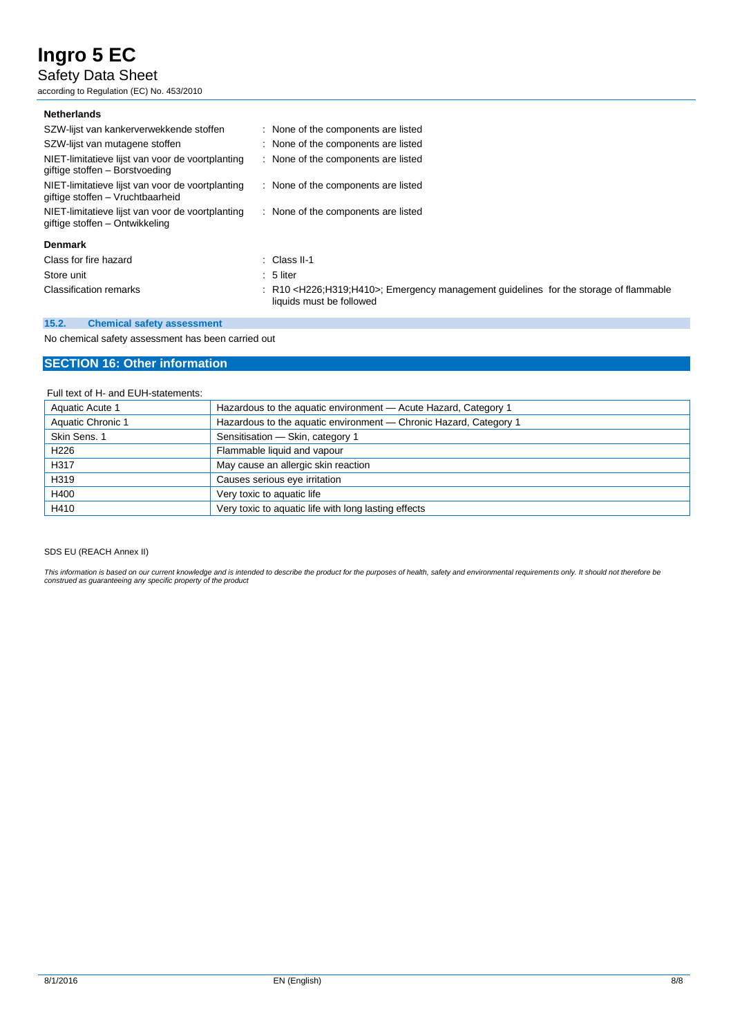**Netherlands**

SZW-lijst van kankerverwekkende stoffen : None of the components are listed

SZW-lijst van mutagene stoffen : None of the components are listed

NIET-limitatieve lijst van voor de voortplanting giftige stoffen – Borstvoeding : None of the components are listed

NIET-limitatieve lijst van voor de voortplanting giftige stoffen – Vruchtbaarheid : None of the components are listed

NIET-limitatieve lijst van voor de voortplanting giftige stoffen – Ontwikkeling : None of the components are listed

**Denmark**

Class for fire hazard : Class II-1

Store unit : 5 liter

Classification remarks : R10 <H226;H319;H410>; Emergency management guidelines for the storage of flammable liquids must be followed

### 15.2. Chemical safety assessment

No chemical safety assessment has been carried out

## SECTION 16: Other information

Full text of H- and EUH-statements:

| | |
|---|---|
| Aquatic Acute 1 | Hazardous to the aquatic environment — Acute Hazard, Category 1 |
| Aquatic Chronic 1 | Hazardous to the aquatic environment — Chronic Hazard, Category 1 |
| Skin Sens. 1 | Sensitisation — Skin, category 1 |
| H226 | Flammable liquid and vapour |
| H317 | May cause an allergic skin reaction |
| H319 | Causes serious eye irritation |
| H400 | Very toxic to aquatic life |
| H410 | Very toxic to aquatic life with long lasting effects |

SDS EU (REACH Annex II)

*This information is based on our current knowledge and is intended to describe the product for the purposes of health, safety and environmental requirements only. It should not therefore be construed as guaranteeing any specific property of the product*